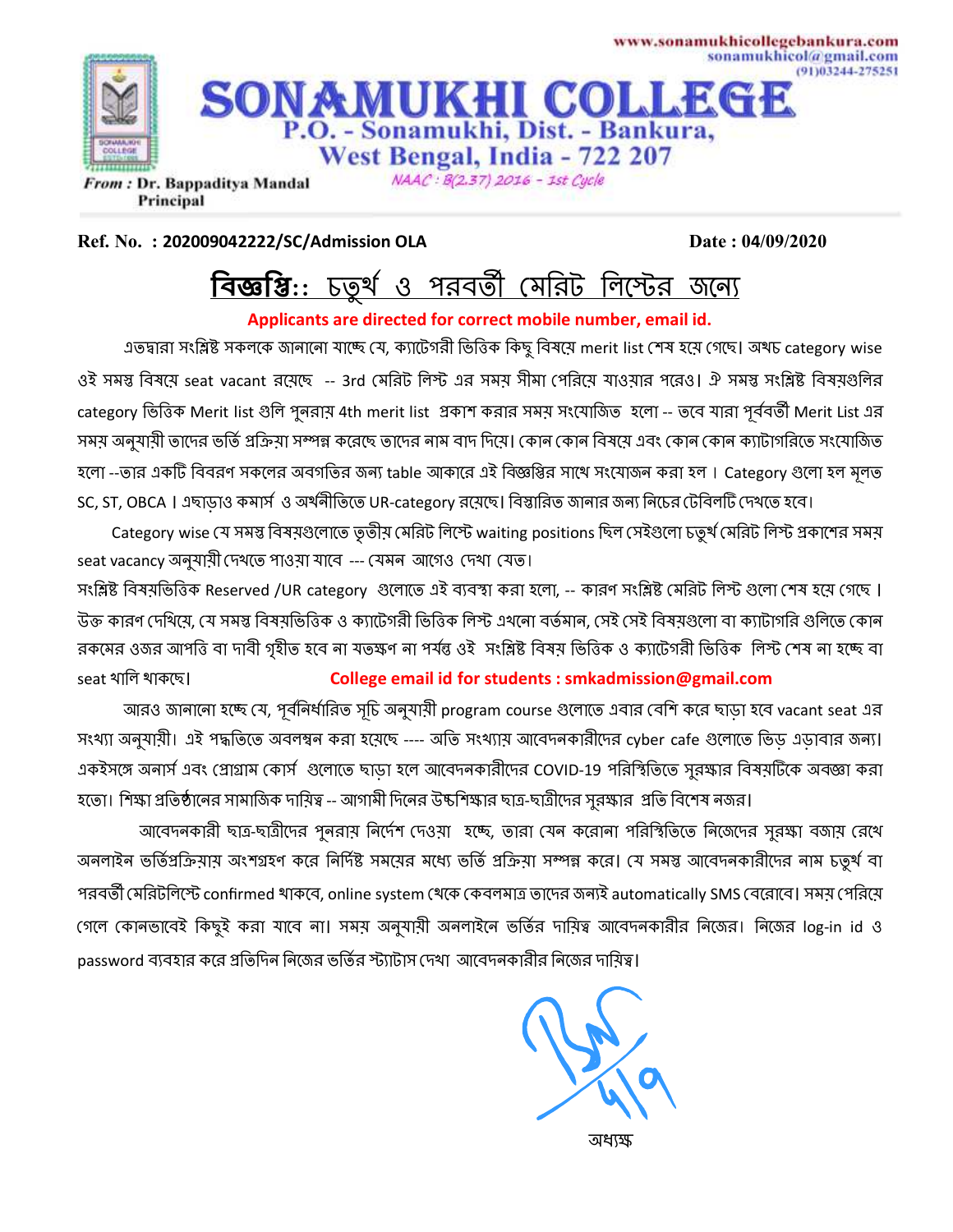www.sonamukhicollegebankura.com
sonamukhicol@gmail.com
(91)03244-275251

# SONAMUKHI COLLEGE

**P.O. - Sonamukhi, Dist. - Bankura,**
**West Bengal, India - 722 207**

NAAC : B(2.37) 2016 - 1st Cycle

**From : Dr. Bappaditya Mandal**
**Principal**

**Ref. No. : 202009042222/SC/Admission OLA** **Date : 04/09/2020**

## বিজ্ঞপ্তি:: চতুর্থ ও পরবর্তী মেরিট লিস্টের জন্যে

**Applicants are directed for correct mobile number, email id.**

এতদ্বারা সংশ্লিষ্ট সকলকে জানানো যাচ্ছে যে, ক্যাটেগরী ভিত্তিক কিছু বিষয়ে merit list শেষ হয়ে গেছে। অথচ category wise ওই সমস্ত বিষয়ে seat vacant রয়েছে -- 3rd মেরিট লিস্ট এর সময় সীমা পেরিয়ে যাওয়ার পরেও। ঐ সমস্ত সংশ্লিষ্ট বিষয়গুলির category ভিত্তিক Merit list গুলি পুনরায় 4th merit list প্রকাশ করার সময় সংযোজিত হলো -- তবে যারা পূর্ববর্তী Merit List এর সময় অনুযায়ী তাদের ভর্তি প্রক্রিয়া সম্পন্ন করেছে তাদের নাম বাদ দিয়ে। কোন কোন বিষয়ে এবং কোন কোন ক্যাটাগরিতে সংযোজিত হলো --তার একটি বিবরণ সকলের অবগতির জন্য table আকারে এই বিজ্ঞপ্তির সাথে সংযোজন করা হল। Category গুলো হল মূলত SC, ST, OBCA। এছাড়াও কমার্স ও অর্থনীতিতে UR-category রয়েছে। বিস্তারিত জানার জন্য নিচের টেবিলটি দেখতে হবে।

Category wise যে সমস্ত বিষয়গুলোতে তৃতীয় মেরিট লিস্টে waiting positions ছিল সেইগুলো চতুর্থ মেরিট লিস্ট প্রকাশের সময় seat vacancy অনুযায়ী দেখতে পাওয়া যাবে --- যেমন আগেও দেখা যেত।

সংশ্লিষ্ট বিষয়ভিত্তিক Reserved /UR category গুলোতে এই ব্যবস্থা করা হলো, -- কারণ সংশ্লিষ্ট মেরিট লিস্ট গুলো শেষ হয়ে গেছে। উক্ত কারণ দেখিয়ে, যে সমস্ত বিষয়ভিত্তিক ও ক্যাটেগরী ভিত্তিক লিস্ট এখনো বর্তমান, সেই সেই বিষয়গুলো বা ক্যাটাগরি গুলিতে কোন রকমের ওজর আপত্তি বা দাবী গৃহীত হবে না যতক্ষণ না পর্যন্ত ওই সংশ্লিষ্ট বিষয় ভিত্তিক ও ক্যাটেগরী ভিত্তিক লিস্ট শেষ না হচ্ছে বা seat খালি থাকছে। **College email id for students : smkadmission@gmail.com**

আরও জানানো হচ্ছে যে, পূর্বনির্ধারিত সূচি অনুযায়ী program course গুলোতে এবার বেশি করে ছাড়া হবে vacant seat এর সংখ্যা অনুযায়ী। এই পদ্ধতিতে অবলম্বন করা হয়েছে ---- অতি সংখ্যায় আবেদনকারীদের cyber cafe গুলোতে ভিড় এড়াবার জন্য। একইসঙ্গে অনার্স এবং প্রোগ্রাম কোর্স গুলোতে ছাড়া হলে আবেদনকারীদের COVID-19 পরিস্থিতিতে সুরক্ষার বিষয়টিকে অবজ্ঞা করা হতো। শিক্ষা প্রতিষ্ঠানের সামাজিক দায়িত্ব -- আগামী দিনের উচ্চশিক্ষার ছাত্র-ছাত্রীদের সুরক্ষার প্রতি বিশেষ নজর।

আবেদনকারী ছাত্র-ছাত্রীদের পুনরায় নির্দেশ দেওয়া হচ্ছে, তারা যেন করোনা পরিস্থিতিতে নিজেদের সুরক্ষা বজায় রেখে অনলাইন ভর্তিপ্রক্রিয়ায় অংশগ্রহণ করে নির্দিষ্ট সময়ের মধ্যে ভর্তি প্রক্রিয়া সম্পন্ন করে। যে সমস্ত আবেদনকারীদের নাম চতুর্থ বা পরবর্তী মেরিটলিস্টে confirmed থাকবে, online system থেকে কেবলমাত্র তাদের জন্যই automatically SMS বেরোবে। সময় পেরিয়ে গেলে কোনভাবেই কিছুই করা যাবে না। সময় অনুযায়ী অনলাইনে ভর্তির দায়িত্ব আবেদনকারীর নিজের। নিজের log-in id ও password ব্যবহার করে প্রতিদিন নিজের ভর্তির স্ট্যাটাস দেখা আবেদনকারীর নিজের দায়িত্ব।

অধ্যক্ষ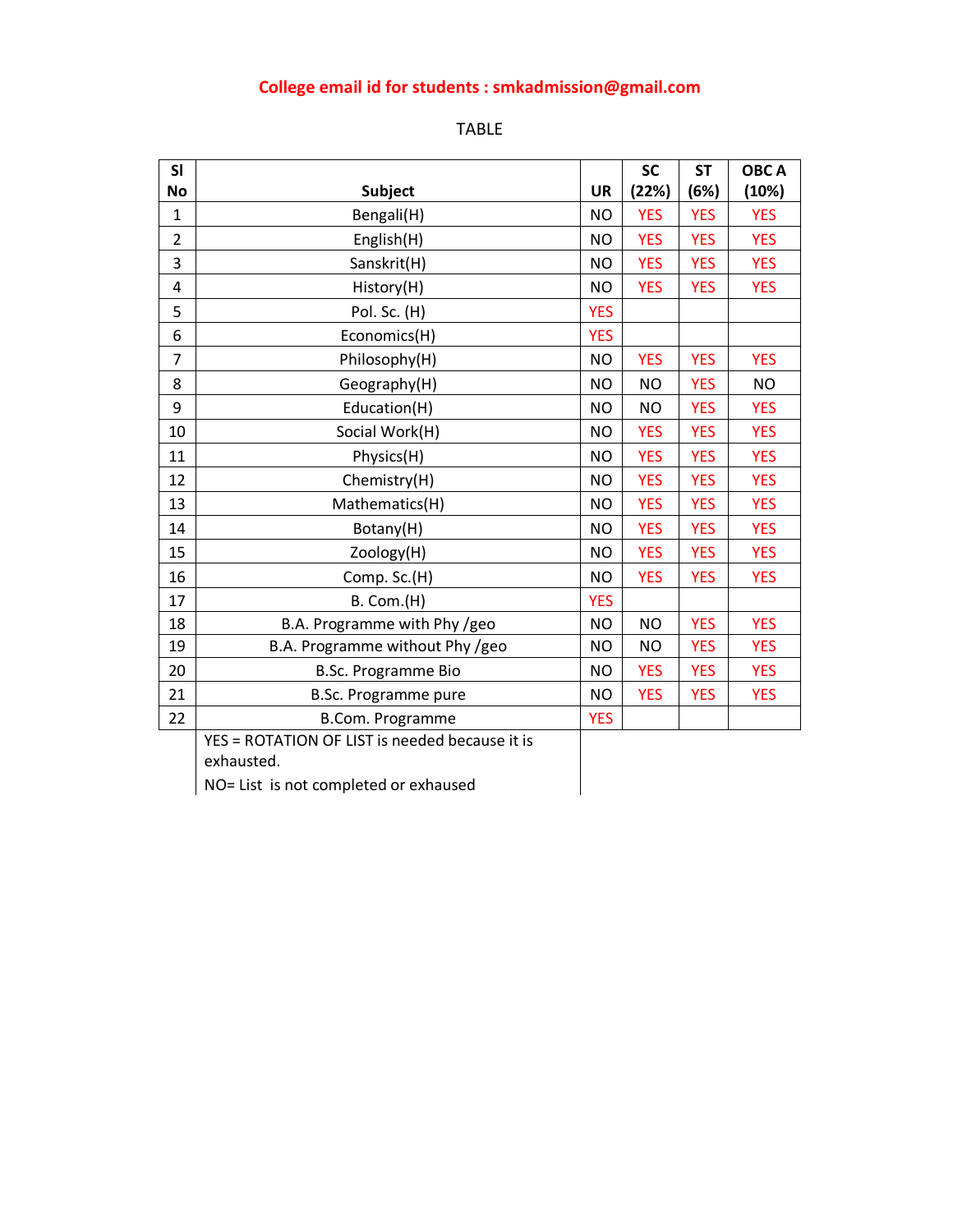**College email id for students : smkadmission@gmail.com**

TABLE

| Sl No | Subject | UR | SC (22%) | ST (6%) | OBC A (10%) |
|---|---|---|---|---|---|
| 1 | Bengali(H) | NO | YES | YES | YES |
| 2 | English(H) | NO | YES | YES | YES |
| 3 | Sanskrit(H) | NO | YES | YES | YES |
| 4 | History(H) | NO | YES | YES | YES |
| 5 | Pol. Sc. (H) | YES | | | |
| 6 | Economics(H) | YES | | | |
| 7 | Philosophy(H) | NO | YES | YES | YES |
| 8 | Geography(H) | NO | NO | YES | NO |
| 9 | Education(H) | NO | NO | YES | YES |
| 10 | Social Work(H) | NO | YES | YES | YES |
| 11 | Physics(H) | NO | YES | YES | YES |
| 12 | Chemistry(H) | NO | YES | YES | YES |
| 13 | Mathematics(H) | NO | YES | YES | YES |
| 14 | Botany(H) | NO | YES | YES | YES |
| 15 | Zoology(H) | NO | YES | YES | YES |
| 16 | Comp. Sc.(H) | NO | YES | YES | YES |
| 17 | B. Com.(H) | YES | | | |
| 18 | B.A. Programme with Phy /geo | NO | NO | YES | YES |
| 19 | B.A. Programme without Phy /geo | NO | NO | YES | YES |
| 20 | B.Sc. Programme Bio | NO | YES | YES | YES |
| 21 | B.Sc. Programme pure | NO | YES | YES | YES |
| 22 | B.Com. Programme | YES | | | |

YES = ROTATION OF LIST is needed because it is exhausted.

NO= List is not completed or exhaused